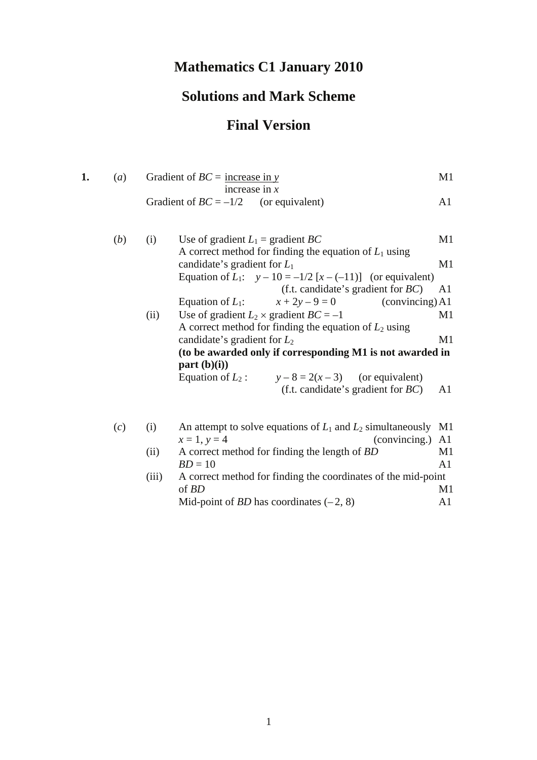# Mathematics C1 January 2010

## Solutions and Mark Scheme

## Final Version

**1.** (*a*) Gradient of $BC = \dfrac{\text{increase in } y}{\text{increase in } x}$ M1

Gradient of $BC = -1/2$ (or equivalent) A1

(*b*) (i) Use of gradient $L_1$ = gradient $BC$ M1

A correct method for finding the equation of $L_1$ using candidate's gradient for $L_1$ M1

Equation of $L_1$: $y - 10 = -1/2\,[x - (-11)]$ (or equivalent)
(f.t. candidate's gradient for $BC$) A1

Equation of $L_1$: $x + 2y - 9 = 0$ (convincing) A1

(ii) Use of gradient $L_2 \times$ gradient $BC = -1$ M1

A correct method for finding the equation of $L_2$ using candidate's gradient for $L_2$ M1

**(to be awarded only if corresponding M1 is not awarded in part (b)(i))**

Equation of $L_2$ : $y - 8 = 2(x - 3)$ (or equivalent)
(f.t. candidate's gradient for $BC$) A1

(*c*) (i) An attempt to solve equations of $L_1$ and $L_2$ simultaneously M1

$x = 1,\ y = 4$ (convincing.) A1

(ii) A correct method for finding the length of $BD$ M1

$BD = 10$ A1

(iii) A correct method for finding the coordinates of the mid-point of $BD$ M1

Mid-point of $BD$ has coordinates $(-2, 8)$ A1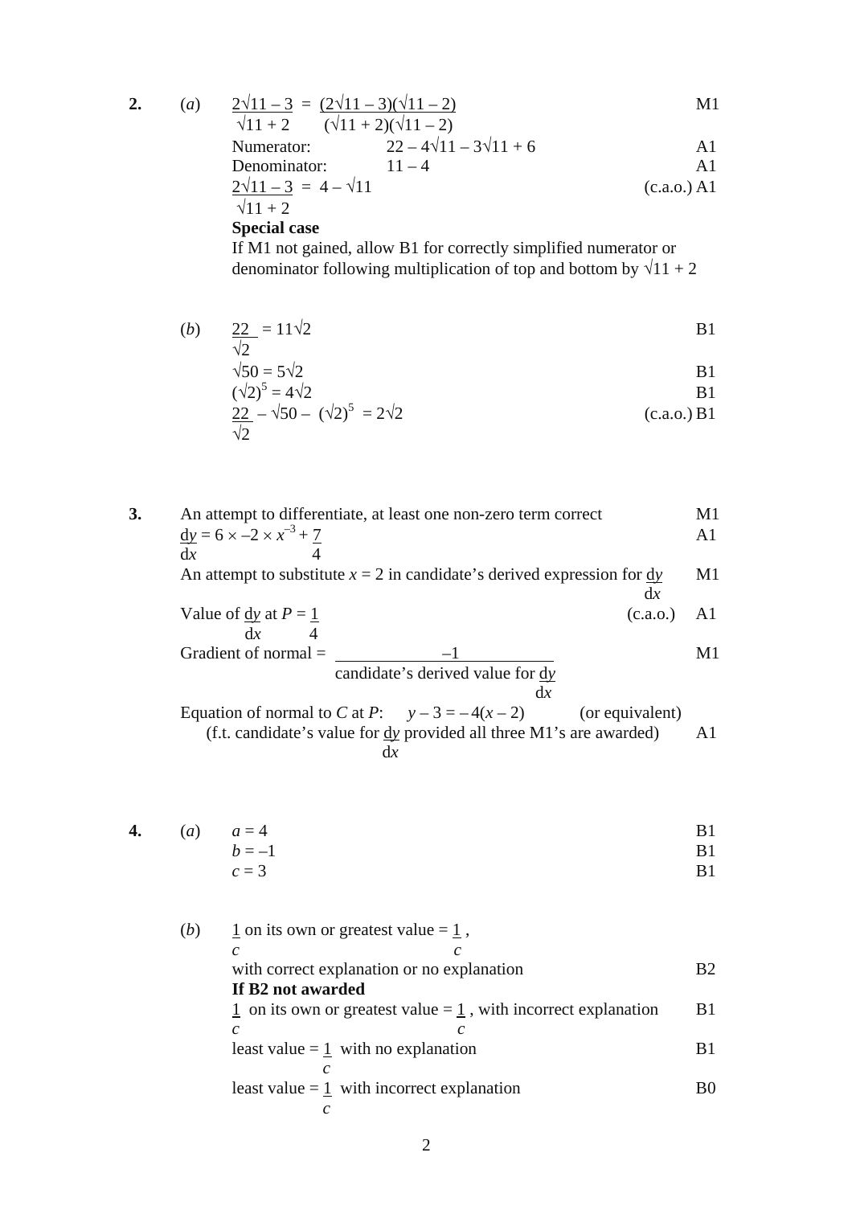**2.** (*a*) $\dfrac{2\sqrt{11} - 3}{\sqrt{11} + 2} = \dfrac{(2\sqrt{11} - 3)(\sqrt{11} - 2)}{(\sqrt{11} + 2)(\sqrt{11} - 2)}$ M1

Numerator: $22 - 4\sqrt{11} - 3\sqrt{11} + 6$ A1

Denominator: $11 - 4$ A1

$\dfrac{2\sqrt{11} - 3}{\sqrt{11} + 2} = 4 - \sqrt{11}$ (c.a.o.) A1

**Special case**

If M1 not gained, allow B1 for correctly simplified numerator or denominator following multiplication of top and bottom by $\sqrt{11} + 2$

(*b*) $\dfrac{22}{\sqrt{2}} = 11\sqrt{2}$ B1

$\sqrt{50} = 5\sqrt{2}$ B1

$(\sqrt{2})^5 = 4\sqrt{2}$ B1

$\dfrac{22}{\sqrt{2}} - \sqrt{50} - (\sqrt{2})^5 = 2\sqrt{2}$ (c.a.o.) B1

**3.** An attempt to differentiate, at least one non-zero term correct M1

$\dfrac{dy}{dx} = 6 \times -2 \times x^{-3} + \dfrac{7}{4}$ A1

An attempt to substitute $x = 2$ in candidate's derived expression for $\dfrac{dy}{dx}$ M1

Value of $\dfrac{dy}{dx}$ at $P = \dfrac{1}{4}$ (c.a.o.) A1

Gradient of normal = $\dfrac{-1}{\text{candidate's derived value for } \frac{dy}{dx}}$ M1

Equation of normal to $C$ at $P$: $y - 3 = -4(x - 2)$ (or equivalent)

(f.t. candidate's value for $\dfrac{dy}{dx}$ provided all three M1's are awarded) A1

**4.** (*a*) $a = 4$ B1

$b = -1$ B1

$c = 3$ B1

(*b*) $\dfrac{1}{c}$ on its own or greatest value $= \dfrac{1}{c}$,

with correct explanation or no explanation B2

**If B2 not awarded**

$\dfrac{1}{c}$ on its own or greatest value $= \dfrac{1}{c}$, with incorrect explanation B1

least value $= \dfrac{1}{c}$ with no explanation B1

least value $= \dfrac{1}{c}$ with incorrect explanation B0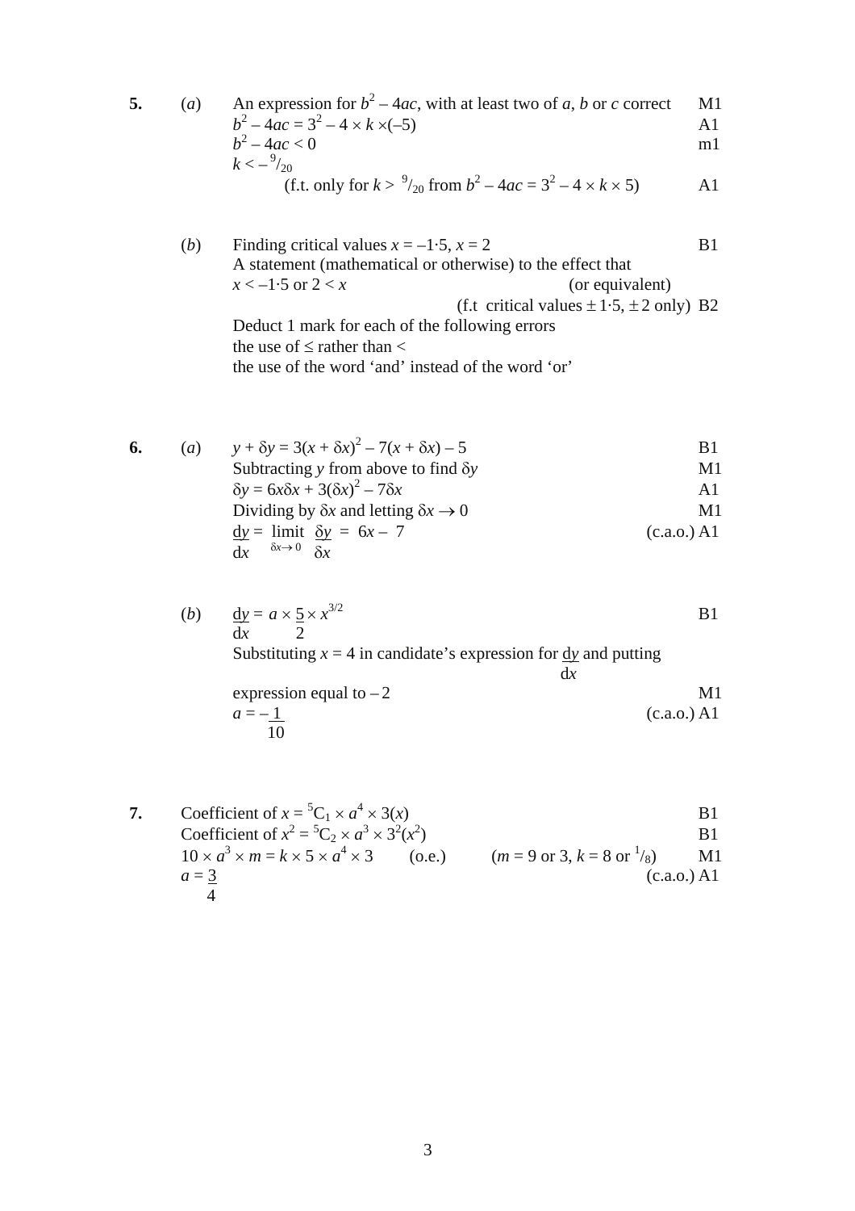**5.** (*a*) An expression for $b^2 - 4ac$, with at least two of $a$, $b$ or $c$ correct M1

$b^2 - 4ac = 3^2 - 4 \times k \times (-5)$ A1

$b^2 - 4ac < 0$ m1

$k < -{}^{9}/_{20}$

(f.t. only for $k > {}^{9}/_{20}$ from $b^2 - 4ac = 3^2 - 4 \times k \times 5$) A1

(*b*) Finding critical values $x = -1{\cdot}5$, $x = 2$ B1

A statement (mathematical or otherwise) to the effect that

$x < -1{\cdot}5$ or $2 < x$ (or equivalent)

(f.t critical values $\pm 1{\cdot}5$, $\pm 2$ only) B2

Deduct 1 mark for each of the following errors

the use of $\leq$ rather than $<$

the use of the word 'and' instead of the word 'or'

**6.** (*a*) $y + \delta y = 3(x + \delta x)^2 - 7(x + \delta x) - 5$ B1

Subtracting $y$ from above to find $\delta y$ M1

$\delta y = 6x\delta x + 3(\delta x)^2 - 7\delta x$ A1

Dividing by $\delta x$ and letting $\delta x \to 0$ M1

$\dfrac{dy}{dx} = \lim\limits_{\delta x \to 0} \dfrac{\delta y}{\delta x} = 6x - 7$ (c.a.o.) A1

(*b*) $\dfrac{dy}{dx} = a \times \dfrac{5}{2} \times x^{3/2}$ B1

Substituting $x = 4$ in candidate's expression for $\dfrac{dy}{dx}$ and putting expression equal to $-2$ M1

$a = -\dfrac{1}{10}$ (c.a.o.) A1

**7.** Coefficient of $x = {}^{5}C_1 \times a^4 \times 3(x)$ B1

Coefficient of $x^2 = {}^{5}C_2 \times a^3 \times 3^2(x^2)$ B1

$10 \times a^3 \times m = k \times 5 \times a^4 \times 3$ (o.e.) ($m = 9$ or $3$, $k = 8$ or ${}^{1}/_{8}$) M1

$a = \dfrac{3}{4}$ (c.a.o.) A1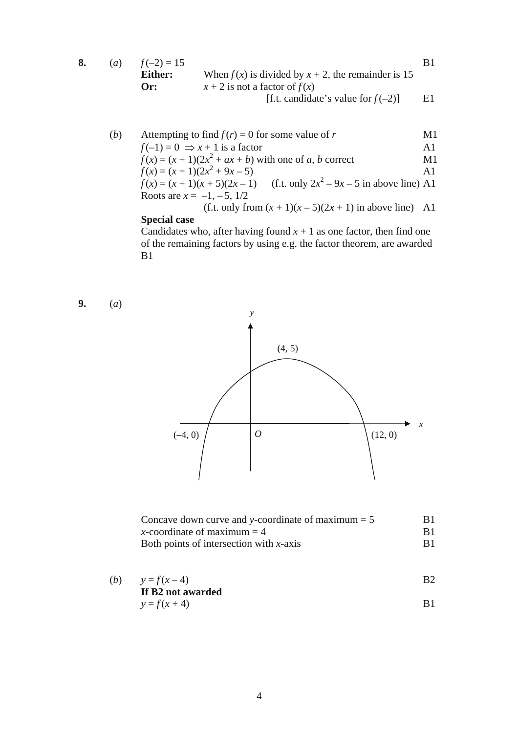**8.** (*a*) $f(-2) = 15$ B1

**Either:** When $f(x)$ is divided by $x + 2$, the remainder is 15

**Or:** $x + 2$ is not a factor of $f(x)$

[f.t. candidate's value for $f(-2)$] E1

(*b*) Attempting to find $f(r) = 0$ for some value of $r$ M1

$f(-1) = 0 \Rightarrow x + 1$ is a factor A1

$f(x) = (x + 1)(2x^2 + ax + b)$ with one of $a$, $b$ correct M1

$f(x) = (x + 1)(2x^2 + 9x - 5)$ A1

$f(x) = (x + 1)(x + 5)(2x - 1)$ (f.t. only $2x^2 - 9x - 5$ in above line) A1

Roots are $x = -1, -5, 1/2$

(f.t. only from $(x + 1)(x - 5)(2x + 1)$ in above line) A1

**Special case**

Candidates who, after having found $x + 1$ as one factor, then find one of the remaining factors by using e.g. the factor theorem, are awarded B1

**9.** (*a*)

[Graph: concave down curve with maximum at (4, 5), crossing the $x$-axis at (–4, 0) and (12, 0); axes $x$, $y$, origin $O$]

Concave down curve and $y$-coordinate of maximum = 5 B1

$x$-coordinate of maximum = 4 B1

Both points of intersection with $x$-axis B1

(*b*) $y = f(x - 4)$ B2

**If B2 not awarded**

$y = f(x + 4)$ B1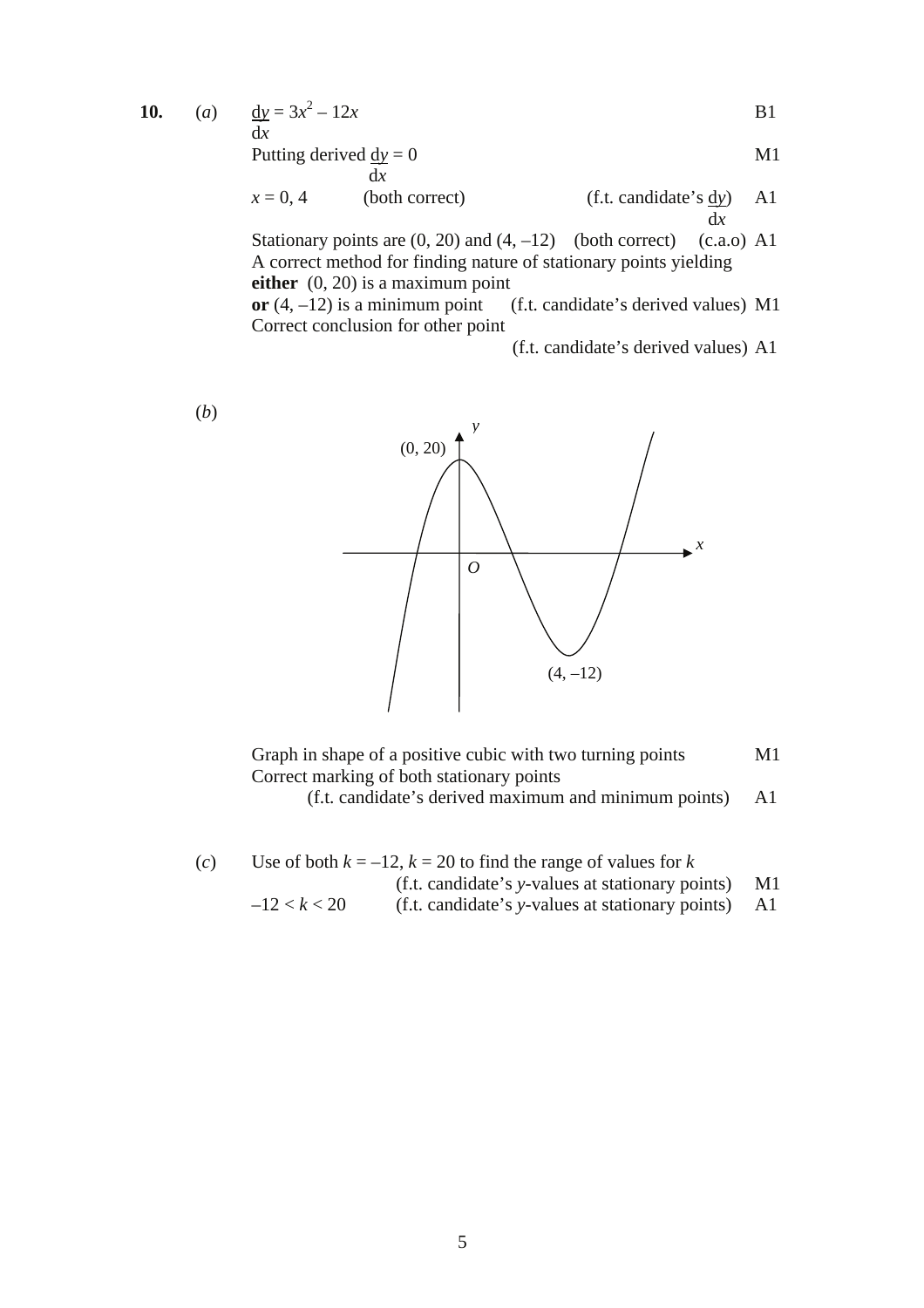**10.** (*a*) $\frac{dy}{dx} = 3x^2 - 12x$ B1

Putting derived $\frac{dy}{dx} = 0$ M1

$x = 0, 4$ (both correct) (f.t. candidate's $\frac{dy}{dx}$) A1

Stationary points are $(0, 20)$ and $(4, -12)$ (both correct) (c.a.o) A1

A correct method for finding nature of stationary points yielding

**either** $(0, 20)$ is a maximum point

**or** $(4, -12)$ is a minimum point (f.t. candidate's derived values) M1

Correct conclusion for other point

(f.t. candidate's derived values) A1

(*b*)

y

(0, 20)

x

O

(4, –12)

Graph in shape of a positive cubic with two turning points M1

Correct marking of both stationary points

(f.t. candidate's derived maximum and minimum points) A1

(*c*) Use of both $k = -12$, $k = 20$ to find the range of values for $k$

(f.t. candidate's $y$-values at stationary points) M1

$-12 < k < 20$ (f.t. candidate's $y$-values at stationary points) A1